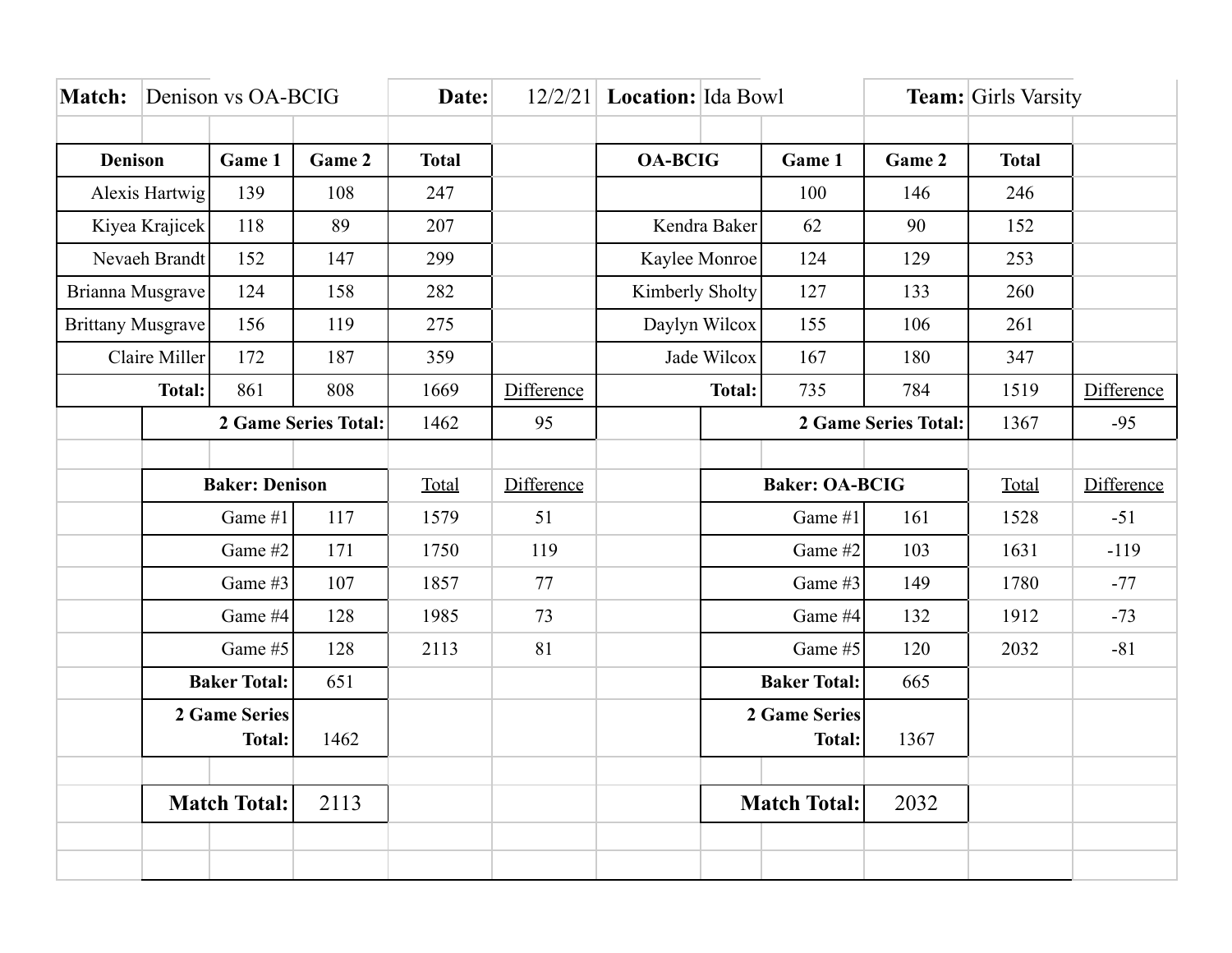**Match:** Denison vs OA-BCIG **Date:** 12/2/21 **Location:** Ida Bowl **Team:** Girls Varsity

| Denison | Game 1 | Game 2 | Total | |
|---|---|---|---|---|
| Alexis Hartwig | 139 | 108 | 247 | |
| Kiyea Krajicek | 118 | 89 | 207 | |
| Nevaeh Brandt | 152 | 147 | 299 | |
| Brianna Musgrave | 124 | 158 | 282 | |
| Brittany Musgrave | 156 | 119 | 275 | |
| Claire Miller | 172 | 187 | 359 | |
| **Total:** | 861 | 808 | 1669 | Difference |
| | | **2 Game Series Total:** | 1462 | 95 |

| OA-BCIG | Game 1 | Game 2 | Total | |
|---|---|---|---|---|
| | 100 | 146 | 246 | |
| Kendra Baker | 62 | 90 | 152 | |
| Kaylee Monroe | 124 | 129 | 253 | |
| Kimberly Sholty | 127 | 133 | 260 | |
| Daylyn Wilcox | 155 | 106 | 261 | |
| Jade Wilcox | 167 | 180 | 347 | |
| **Total:** | 735 | 784 | 1519 | Difference |
| | | **2 Game Series Total:** | 1367 | -95 |

| Baker: Denison | | Total | Difference |
|---|---|---|---|
| Game #1 | 117 | 1579 | 51 |
| Game #2 | 171 | 1750 | 119 |
| Game #3 | 107 | 1857 | 77 |
| Game #4 | 128 | 1985 | 73 |
| Game #5 | 128 | 2113 | 81 |
| **Baker Total:** | 651 | | |
| **2 Game Series Total:** | 1462 | | |

| Baker: OA-BCIG | | Total | Difference |
|---|---|---|---|
| Game #1 | 161 | 1528 | -51 |
| Game #2 | 103 | 1631 | -119 |
| Game #3 | 149 | 1780 | -77 |
| Game #4 | 132 | 1912 | -73 |
| Game #5 | 120 | 2032 | -81 |
| **Baker Total:** | 665 | | |
| **2 Game Series Total:** | 1367 | | |

| **Match Total:** | 2113 |
|---|---|

| **Match Total:** | 2032 |
|---|---|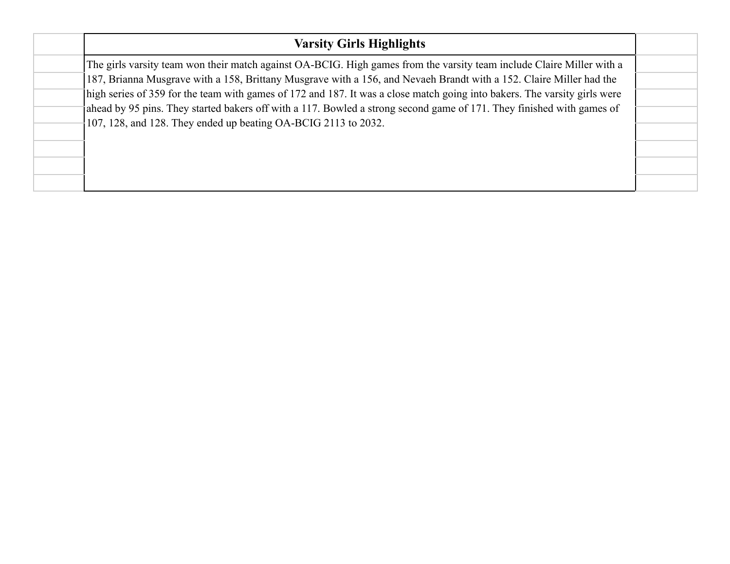## Varsity Girls Highlights

The girls varsity team won their match against OA-BCIG. High games from the varsity team include Claire Miller with a 187, Brianna Musgrave with a 158, Brittany Musgrave with a 156, and Nevaeh Brandt with a 152. Claire Miller had the high series of 359 for the team with games of 172 and 187. It was a close match going into bakers. The varsity girls were ahead by 95 pins. They started bakers off with a 117. Bowled a strong second game of 171. They finished with games of 107, 128, and 128. They ended up beating OA-BCIG 2113 to 2032.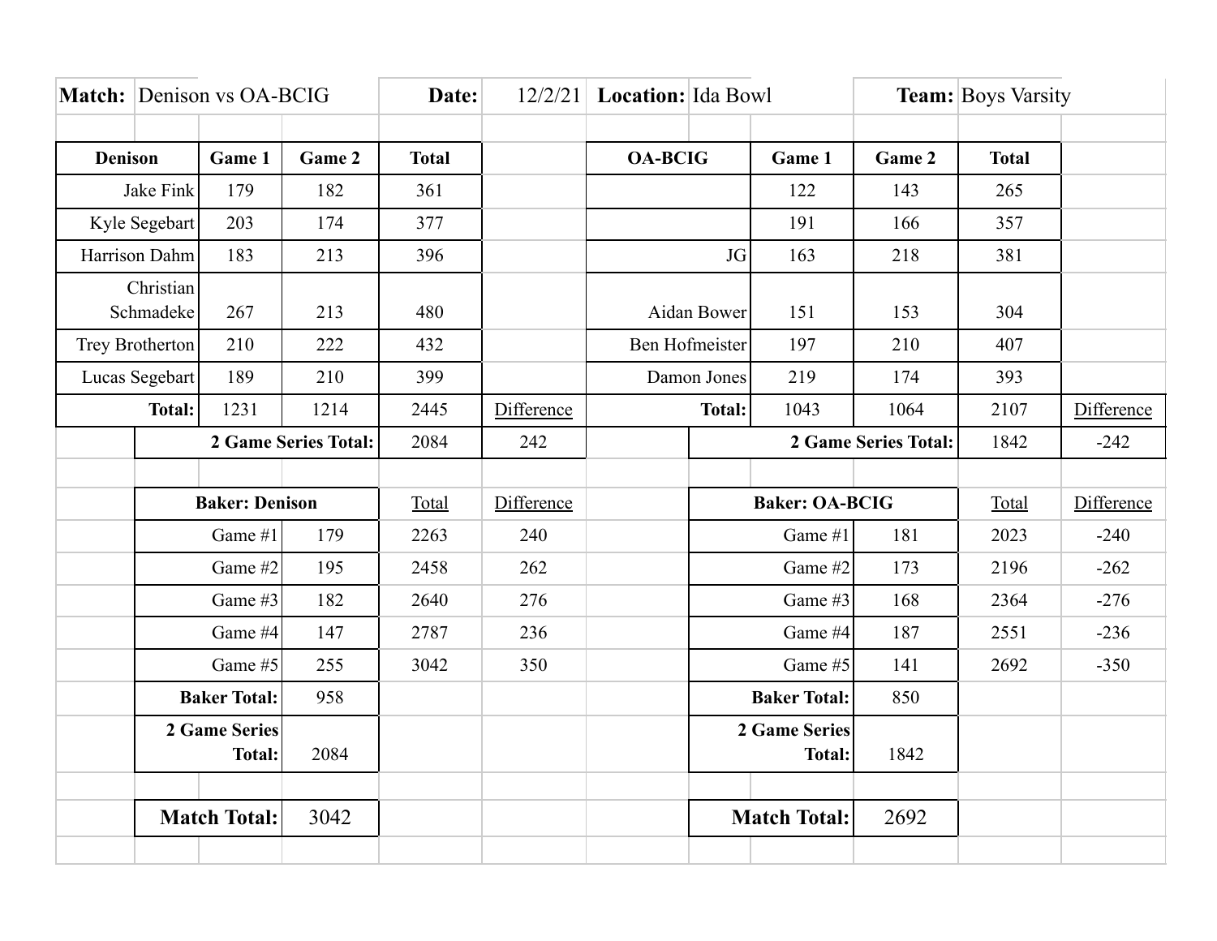**Match:** Denison vs OA-BCIG | **Date:** 12/2/21 | **Location:** Ida Bowl | **Team:** Boys Varsity

| Denison | Game 1 | Game 2 | Total | |
|---|---|---|---|---|
| Jake Fink | 179 | 182 | 361 | |
| Kyle Segebart | 203 | 174 | 377 | |
| Harrison Dahm | 183 | 213 | 396 | |
| Christian Schmadeke | 267 | 213 | 480 | |
| Trey Brotherton | 210 | 222 | 432 | |
| Lucas Segebart | 189 | 210 | 399 | |
| **Total:** | 1231 | 1214 | 2445 | Difference |
| **2 Game Series Total:** | | | 2084 | 242 |

| OA-BCIG | Game 1 | Game 2 | Total | |
|---|---|---|---|---|
| | 122 | 143 | 265 | |
| | 191 | 166 | 357 | |
| JG | 163 | 218 | 381 | |
| Aidan Bower | 151 | 153 | 304 | |
| Ben Hofmeister | 197 | 210 | 407 | |
| Damon Jones | 219 | 174 | 393 | |
| **Total:** | 1043 | 1064 | 2107 | Difference |
| **2 Game Series Total:** | | | 1842 | -242 |

| Baker: Denison | | Total | Difference |
|---|---|---|---|
| Game #1 | 179 | 2263 | 240 |
| Game #2 | 195 | 2458 | 262 |
| Game #3 | 182 | 2640 | 276 |
| Game #4 | 147 | 2787 | 236 |
| Game #5 | 255 | 3042 | 350 |
| **Baker Total:** | 958 | | |
| **2 Game Series Total:** | 2084 | | |

| Baker: OA-BCIG | | Total | Difference |
|---|---|---|---|
| Game #1 | 181 | 2023 | -240 |
| Game #2 | 173 | 2196 | -262 |
| Game #3 | 168 | 2364 | -276 |
| Game #4 | 187 | 2551 | -236 |
| Game #5 | 141 | 2692 | -350 |
| **Baker Total:** | 850 | | |
| **2 Game Series Total:** | 1842 | | |

| **Match Total:** | 3042 |
|---|---|

| **Match Total:** | 2692 |
|---|---|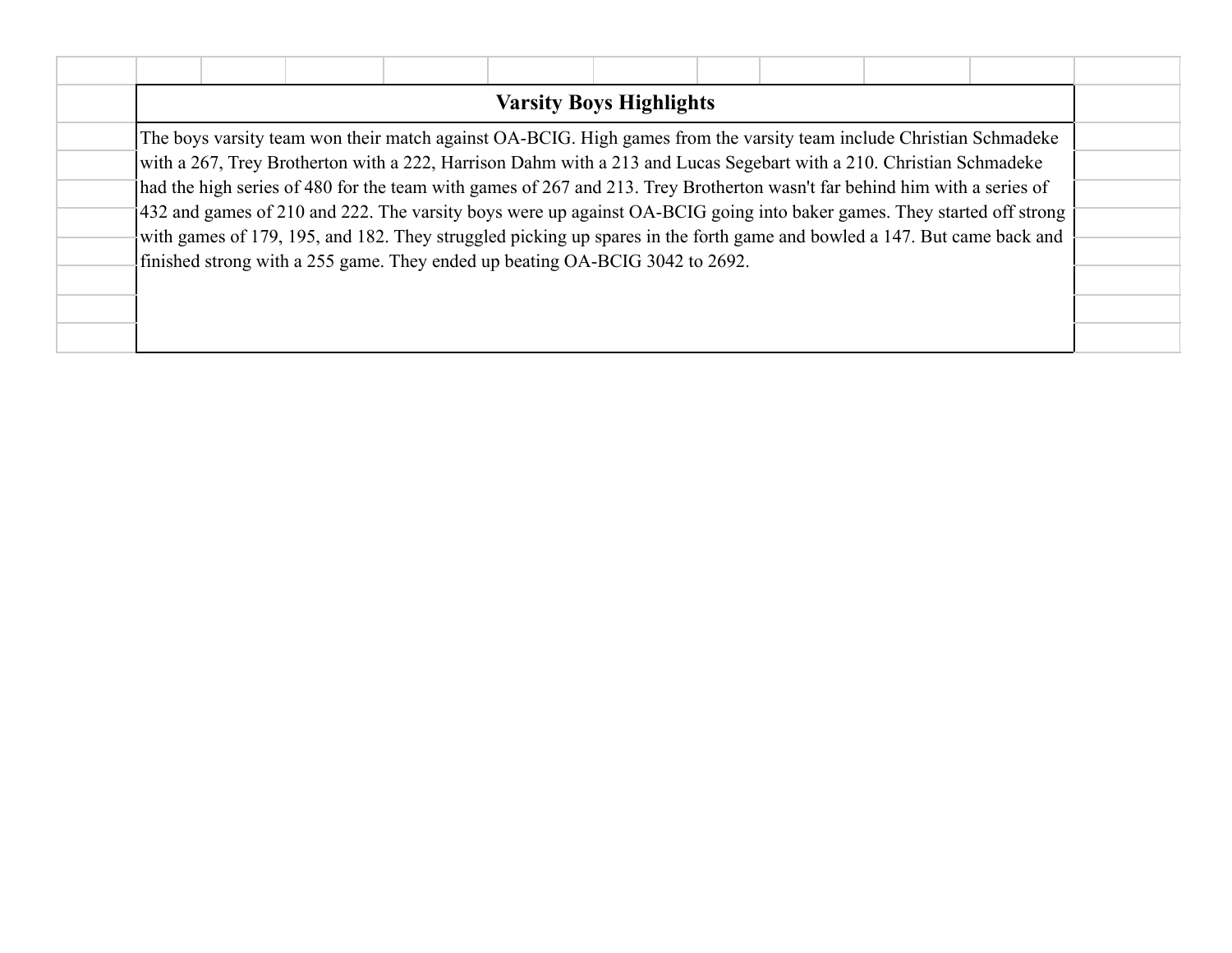## Varsity Boys Highlights

The boys varsity team won their match against OA-BCIG. High games from the varsity team include Christian Schmadeke with a 267, Trey Brotherton with a 222, Harrison Dahm with a 213 and Lucas Segebart with a 210. Christian Schmadeke had the high series of 480 for the team with games of 267 and 213. Trey Brotherton wasn't far behind him with a series of 432 and games of 210 and 222. The varsity boys were up against OA-BCIG going into baker games. They started off strong with games of 179, 195, and 182. They struggled picking up spares in the forth game and bowled a 147. But came back and finished strong with a 255 game. They ended up beating OA-BCIG 3042 to 2692.